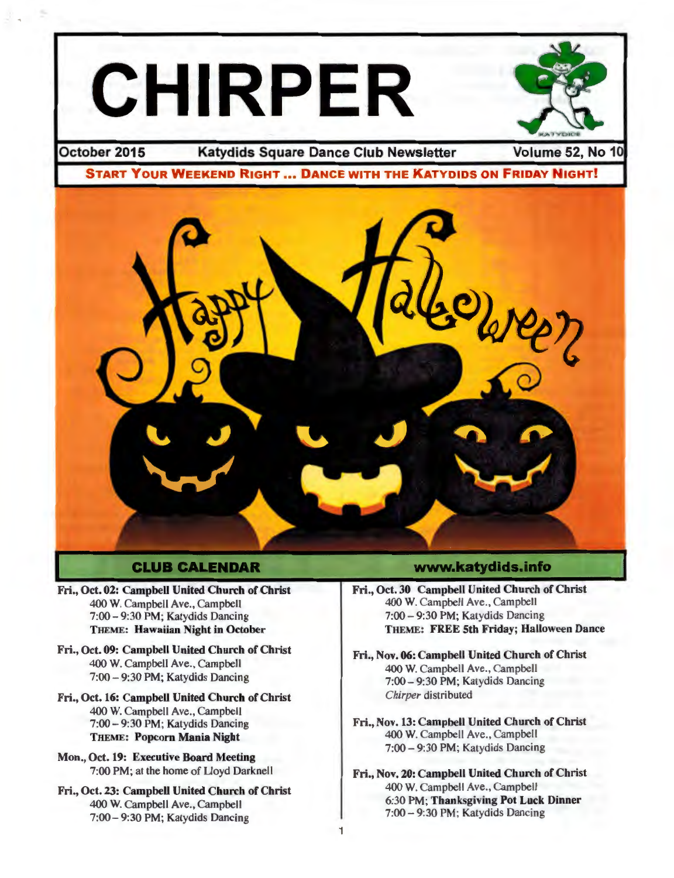# CHIRPER

**October 2015** | **Katydids Square Dance Club Newsletter** | **Volume 52, No 10**

**START YOUR WEEKEND RIGHT ... DANCE WITH THE KATYDIDS ON FRIDAY NIGHT!**

## CLUB CALENDAR

**www.katydids.info**

**Fri., Oct. 02: Campbell United Church of Christ**
400 W. Campbell Ave., Campbell
7:00 – 9:30 PM; Katydids Dancing
**THEME: Hawaiian Night in October**

**Fri., Oct. 09: Campbell United Church of Christ**
400 W. Campbell Ave., Campbell
7:00 – 9:30 PM; Katydids Dancing

**Fri., Oct. 16: Campbell United Church of Christ**
400 W. Campbell Ave., Campbell
7:00 – 9:30 PM; Katydids Dancing
**THEME: Popcorn Mania Night**

**Mon., Oct. 19: Executive Board Meeting**
7:00 PM; at the home of Lloyd Darknell

**Fri., Oct. 23: Campbell United Church of Christ**
400 W. Campbell Ave., Campbell
7:00 – 9:30 PM; Katydids Dancing

**Fri., Oct. 30 Campbell United Church of Christ**
400 W. Campbell Ave., Campbell
7:00 – 9:30 PM; Katydids Dancing
**THEME: FREE 5th Friday; Halloween Dance**

**Fri., Nov. 06: Campbell United Church of Christ**
400 W. Campbell Ave., Campbell
7:00 – 9:30 PM; Katydids Dancing
*Chirper* distributed

**Fri., Nov. 13: Campbell United Church of Christ**
400 W. Campbell Ave., Campbell
7:00 – 9:30 PM; Katydids Dancing

**Fri., Nov. 20: Campbell United Church of Christ**
400 W. Campbell Ave., Campbell
6:30 PM; **Thanksgiving Pot Luck Dinner**
7:00 – 9:30 PM; Katydids Dancing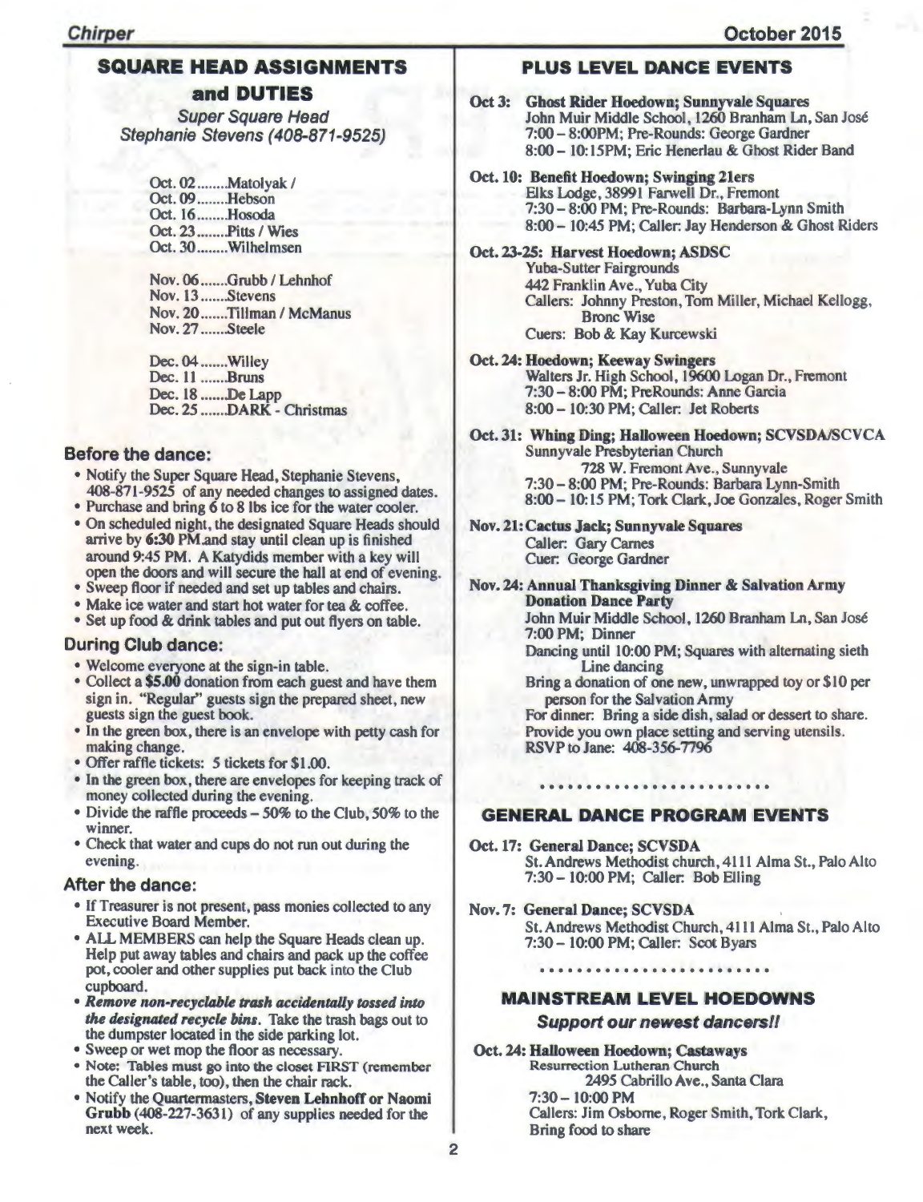## SQUARE HEAD ASSIGNMENTS and DUTIES

*Super Square Head*
*Stephanie Stevens (408-871-9525)*

Oct. 02........Matolyak /
Oct. 09........Hebson
Oct. 16........Hosoda
Oct. 23........Pitts / Wies
Oct. 30........Wilhelmsen

Nov. 06.......Grubb / Lehnhof
Nov. 13.......Stevens
Nov. 20.......Tillman / McManus
Nov. 27.......Steele

Dec. 04.......Willey
Dec. 11 .......Bruns
Dec. 18.......De Lapp
Dec. 25.......DARK - Christmas

### Before the dance:

- Notify the Super Square Head, Stephanie Stevens, 408-871-9525 of any needed changes to assigned dates.
- Purchase and bring 6 to 8 lbs ice for the water cooler.
- On scheduled night, the designated Square Heads should arrive by **6:30** PM.and stay until clean up is finished around 9:45 PM. A Katydids member with a key will open the doors and will secure the hall at end of evening.
- Sweep floor if needed and set up tables and chairs.
- Make ice water and start hot water for tea & coffee.
- Set up food & drink tables and put out flyers on table.

### During Club dance:

- Welcome everyone at the sign-in table.
- Collect a **$5.00** donation from each guest and have them sign in. "Regular" guests sign the prepared sheet, new guests sign the guest book.
- In the green box, there is an envelope with petty cash for making change.
- Offer raffle tickets: 5 tickets for $1.00.
- In the green box, there are envelopes for keeping track of money collected during the evening.
- Divide the raffle proceeds – 50% to the Club, 50% to the winner.
- Check that water and cups do not run out during the evening.

### After the dance:

- If Treasurer is not present, pass monies collected to any Executive Board Member.
- ALL MEMBERS can help the Square Heads clean up. Help put away tables and chairs and pack up the coffee pot, cooler and other supplies put back into the Club cupboard.
- ***Remove non-recyclable trash accidentally tossed into the designated recycle bins.*** Take the trash bags out to the dumpster located in the side parking lot.
- Sweep or wet mop the floor as necessary.
- Note: **Tables must go into the closet FIRST (remember the Caller's table, too), then the chair rack.**
- Notify the Quartermasters, **Steven Lehnhoff or Naomi Grubb** (408-227-3631) of any supplies needed for the next week.

## PLUS LEVEL DANCE EVENTS

**Oct 3: Ghost Rider Hoedown; Sunnyvale Squares**
John Muir Middle School, 1260 Branham Ln, San José
7:00 – 8:00PM; Pre-Rounds: George Gardner
8:00 – 10:15PM; Eric Henerlau & Ghost Rider Band

**Oct. 10: Benefit Hoedown; Swinging 21ers**
Elks Lodge, 38991 Farwell Dr., Fremont
7:30 – 8:00 PM; Pre-Rounds: Barbara-Lynn Smith
8:00 – 10:45 PM; Caller: Jay Henderson & Ghost Riders

**Oct. 23-25: Harvest Hoedown; ASDSC**
Yuba-Sutter Fairgrounds
442 Franklin Ave., Yuba City
Callers: Johnny Preston, Tom Miller, Michael Kellogg, Bronc Wise
Cuers: Bob & Kay Kurcewski

**Oct. 24: Hoedown; Keeway Swingers**
Walters Jr. High School, 19600 Logan Dr., Fremont
7:30 – 8:00 PM; PreRounds: Anne Garcia
8:00 – 10:30 PM; Caller: Jet Roberts

**Oct. 31: Whing Ding; Halloween Hoedown; SCVSDA/SCVCA**
Sunnyvale Presbyterian Church
728 W. Fremont Ave., Sunnyvale
7:30 – 8:00 PM; Pre-Rounds: Barbara Lynn-Smith
8:00 – 10:15 PM; Tork Clark, Joe Gonzales, Roger Smith

**Nov. 21: Cactus Jack; Sunnyvale Squares**
Caller: Gary Carnes
Cuer: George Gardner

**Nov. 24: Annual Thanksgiving Dinner & Salvation Army Donation Dance Party**
John Muir Middle School, 1260 Branham Ln, San José
7:00 PM; Dinner
Dancing until 10:00 PM; Squares with alternating sieth Line dancing
Bring a donation of one new, unwrapped toy or $10 per person for the Salvation Army
For dinner: Bring a side dish, salad or dessert to share. Provide you own place setting and serving utensils.
RSVP to Jane: 408-356-7796

## GENERAL DANCE PROGRAM EVENTS

**Oct. 17: General Dance; SCVSDA**
St. Andrews Methodist church, 4111 Alma St., Palo Alto
7:30 – 10:00 PM; Caller: Bob Elling

**Nov. 7: General Dance; SCVSDA**
St. Andrews Methodist Church, 4111 Alma St., Palo Alto
7:30 – 10:00 PM; Caller: Scot Byars

## MAINSTREAM LEVEL HOEDOWNS

***Support our newest dancers!!***

**Oct. 24: Halloween Hoedown; Castaways**
Resurrection Lutheran Church
2495 Cabrillo Ave., Santa Clara
7:30 – 10:00 PM
Callers: Jim Osborne, Roger Smith, Tork Clark,
Bring food to share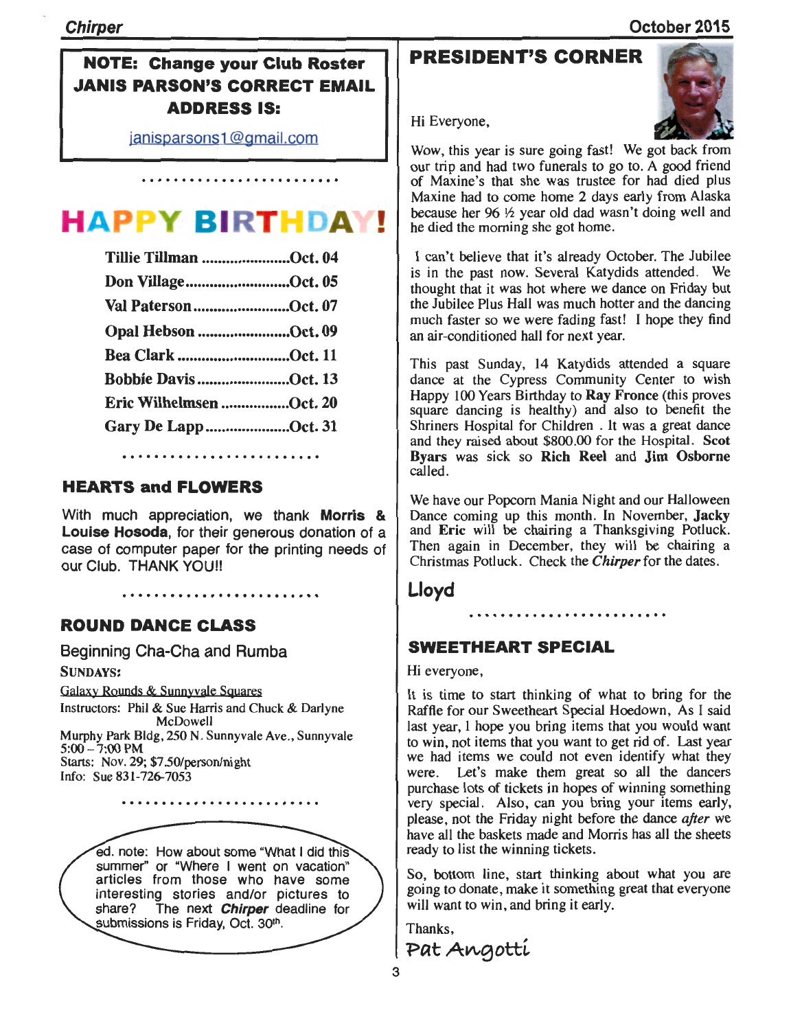**NOTE: Change your Club Roster JANIS PARSON'S CORRECT EMAIL ADDRESS IS:**

janisparsons1@gmail.com

# HAPPY BIRTHDAY!

**Tillie Tillman ......................Oct. 04**
**Don Village..........................Oct. 05**
**Val Paterson........................Oct. 07**
**Opal Hebson .......................Oct. 09**
**Bea Clark ............................Oct. 11**
**Bobbie Davis .......................Oct. 13**
**Eric Wilhelmsen .................Oct. 20**
**Gary De Lapp .....................Oct. 31**

## HEARTS and FLOWERS

With much appreciation, we thank **Morris & Louise Hosoda**, for their generous donation of a case of computer paper for the printing needs of our Club. THANK YOU!!

## ROUND DANCE CLASS

Beginning Cha-Cha and Rumba

SUNDAYS:

Galaxy Rounds & Sunnyvale Squares

Instructors: Phil & Sue Harris and Chuck & Darlyne McDowell
Murphy Park Bldg, 250 N. Sunnyvale Ave., Sunnyvale
5:00 – 7:00 PM
Starts: Nov. 29; $7.50/person/night
Info: Sue 831-726-7053

ed. note: How about some "What I did this summer" or "Where I went on vacation" articles from those who have some interesting stories and/or pictures to share? The next ***Chirper*** deadline for submissions is Friday, Oct. 30th.

## PRESIDENT'S CORNER

Hi Everyone,

Wow, this year is sure going fast! We got back from our trip and had two funerals to go to. A good friend of Maxine's that she was trustee for had died plus Maxine had to come home 2 days early from Alaska because her 96 ½ year old dad wasn't doing well and he died the morning she got home.

I can't believe that it's already October. The Jubilee is in the past now. Several Katydids attended. We thought that it was hot where we dance on Friday but the Jubilee Plus Hall was much hotter and the dancing much faster so we were fading fast! I hope they find an air-conditioned hall for next year.

This past Sunday, 14 Katydids attended a square dance at the Cypress Community Center to wish Happy 100 Years Birthday to **Ray Fronce** (this proves square dancing is healthy) and also to benefit the Shriners Hospital for Children . It was a great dance and they raised about $800.00 for the Hospital. **Scot Byars** was sick so **Rich Reel** and **Jim Osborne** called.

We have our Popcorn Mania Night and our Halloween Dance coming up this month. In November, **Jacky** and **Eric** will be chairing a Thanksgiving Potluck. Then again in December, they will be chairing a Christmas Potluck. Check the ***Chirper*** for the dates.

**Lloyd**

## SWEETHEART SPECIAL

Hi everyone,

It is time to start thinking of what to bring for the Raffle for our Sweetheart Special Hoedown, As I said last year, I hope you bring items that you would want to win, not items that you want to get rid of. Last year we had items we could not even identify what they were. Let's make them great so all the dancers purchase lots of tickets in hopes of winning something very special. Also, can you bring your items early, please, not the Friday night before the dance *after* we have all the baskets made and Morris has all the sheets ready to list the winning tickets.

So, bottom line, start thinking about what you are going to donate, make it something great that everyone will want to win, and bring it early.

Thanks,

Pat Angotti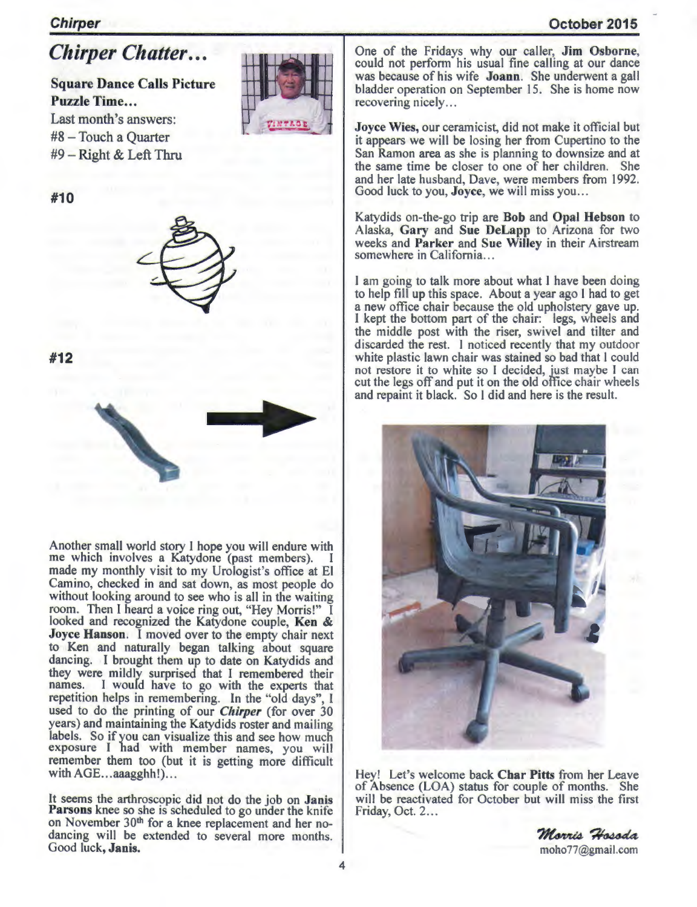# *Chirper Chatter…*

**Square Dance Calls Picture Puzzle Time…**

Last month's answers:
#8 – Touch a Quarter
#9 – Right & Left Thru

**#10**

**#12**

Another small world story I hope you will endure with me which involves a Katydone (past members). I made my monthly visit to my Urologist's office at El Camino, checked in and sat down, as most people do without looking around to see who is all in the waiting room. Then I heard a voice ring out, "Hey Morris!" I looked and recognized the Katydone couple, **Ken & Joyce Hanson**. I moved over to the empty chair next to Ken and naturally began talking about square dancing. I brought them up to date on Katydids and they were mildly surprised that I remembered their names. I would have to go with the experts that repetition helps in remembering. In the "old days", I used to do the printing of our ***Chirper*** (for over 30 years) and maintaining the Katydids roster and mailing labels. So if you can visualize this and see how much exposure I had with member names, you will remember them too (but it is getting more difficult with AGE…aaagghh!)…

It seems the arthroscopic did not do the job on **Janis Parsons** knee so she is scheduled to go under the knife on November 30th for a knee replacement and her no-dancing will be extended to several more months. Good luck, **Janis.**

One of the Fridays why our caller, **Jim Osborne**, could not perform his usual fine calling at our dance was because of his wife **Joann**. She underwent a gall bladder operation on September 15. She is home now recovering nicely…

**Joyce Wies,** our ceramicist, did not make it official but it appears we will be losing her from Cupertino to the San Ramon area as she is planning to downsize and at the same time be closer to one of her children. She and her late husband, Dave, were members from 1992. Good luck to you, **Joyce**, we will miss you…

Katydids on-the-go trip are **Bob** and **Opal Hebson** to Alaska, **Gary** and **Sue DeLapp** to Arizona for two weeks and **Parker** and **Sue Willey** in their Airstream somewhere in California…

I am going to talk more about what I have been doing to help fill up this space. About a year ago I had to get a new office chair because the old upholstery gave up. I kept the bottom part of the chair: legs, wheels and the middle post with the riser, swivel and tilter and discarded the rest. I noticed recently that my outdoor white plastic lawn chair was stained so bad that I could not restore it to white so I decided, just maybe I can cut the legs off and put it on the old office chair wheels and repaint it black. So I did and here is the result.

Hey! Let's welcome back **Char Pitts** from her Leave of Absence (LOA) status for couple of months. She will be reactivated for October but will miss the first Friday, Oct. 2…

*Morris Hosoda*
moho77@gmail.com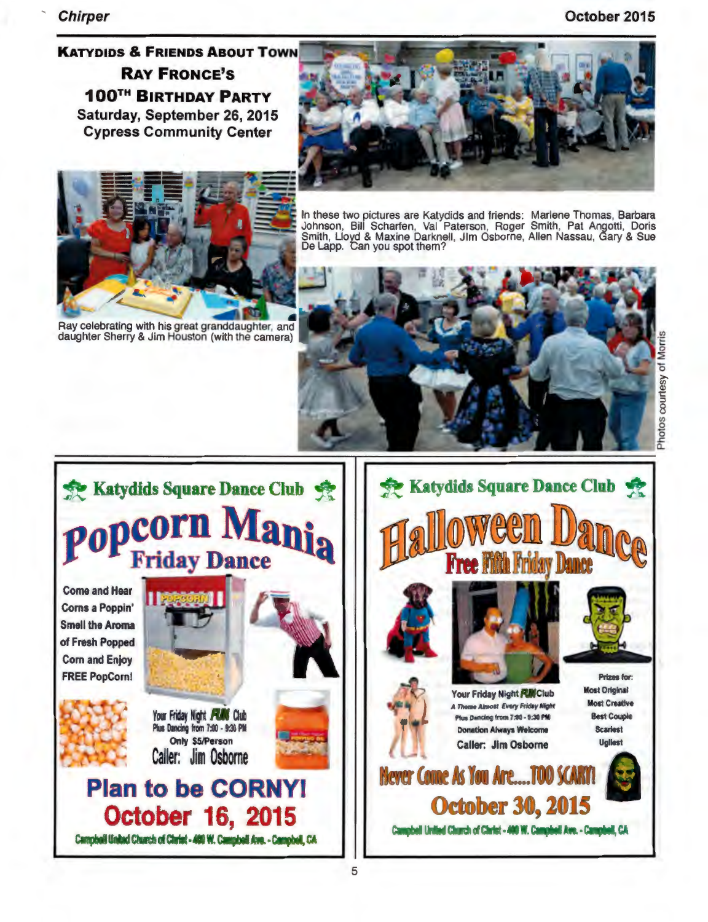## Katydids & Friends About Town

### Ray Fronce's 100th Birthday Party

**Saturday, September 26, 2015**
**Cypress Community Center**

Ray celebrating with his great granddaughter, and daughter Sherry & Jim Houston (with the camera)

In these two pictures are Katydids and friends: Marlene Thomas, Barbara Johnson, Bill Scharfen, Val Paterson, Roger Smith, Pat Angotti, Doris Smith, Lloyd & Maxine Darknell, Jim Osborne, Allen Nassau, Gary & Sue De Lapp. Can you spot them?

Photos courtesy of Morris

---

## Katydids Square Dance Club

# Popcorn Mania

## Friday Dance

Come and Hear Corns a Poppin'
Smell the Aroma of Fresh Popped Corn and Enjoy FREE PopCorn!

Your Friday Night FUN Club
Plus Dancing from 7:30 - 9:30 PM
Only $5/Person
Caller: Jim Osborne

**Plan to be CORNY!**

**October 16, 2015**

Campbell United Church of Christ - 400 W. Campbell Ave. - Campbell, CA

---

## Katydids Square Dance Club

# Halloween Dance

## Free Fifth Friday Dance

Your Friday Night FUN Club
*A Theme Almost Every Friday Night*
Plus Dancing from 7:30 - 9:30 PM
Donation Always Welcome
Caller: Jim Osborne

Prizes for:
- Most Original
- Most Creative
- Best Couple
- Scariest
- Ugliest

**Never Come As You Are....TOO SCARY!**

**October 30, 2015**

Campbell United Church of Christ - 400 W. Campbell Ave. - Campbell, CA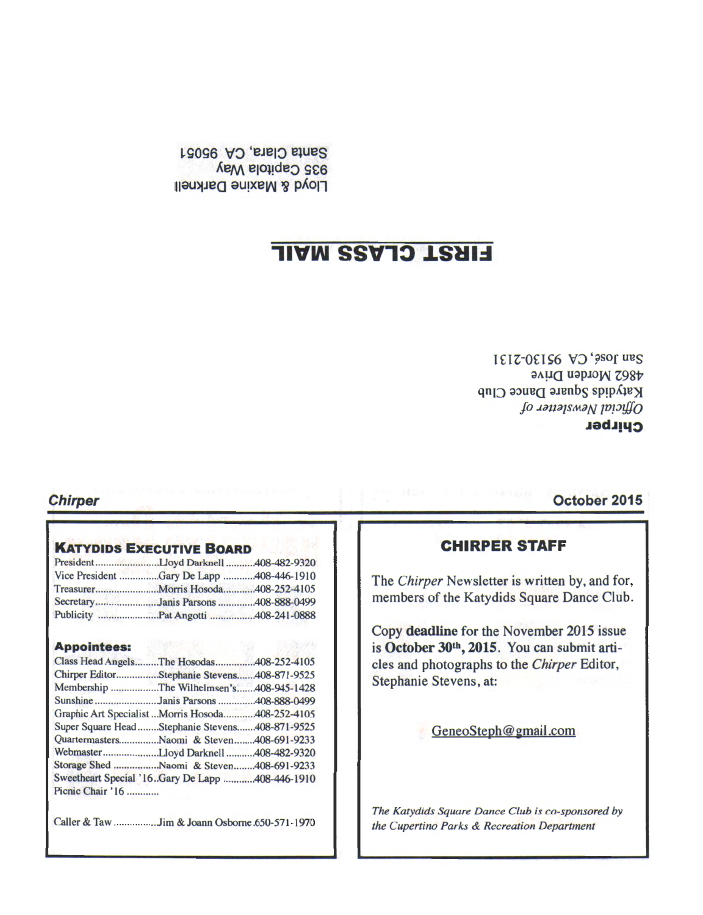**Chirper**
*Official Newsletter of*
Katydids Square Dance Club
4862 Morden Drive
San José, CA 95130-2131

# FIRST CLASS MAIL

Lloyd & Maxine Darknell
935 Capitola Way
Santa Clara, CA 95051

**Chirper** — **October 2015**

## KATYDIDS EXECUTIVE BOARD

| | | |
|---|---|---|
| President | Lloyd Darknell | 408-482-9320 |
| Vice President | Gary De Lapp | 408-446-1910 |
| Treasurer | Morris Hosoda | 408-252-4105 |
| Secretary | Janis Parsons | 408-888-0499 |
| Publicity | Pat Angotti | 408-241-0888 |

### Appointees:

| | | |
|---|---|---|
| Class Head Angels | The Hosodas | 408-252-4105 |
| Chirper Editor | Stephanie Stevens | 408-871-9525 |
| Membership | The Wilhelmsen's | 408-945-1428 |
| Sunshine | Janis Parsons | 408-888-0499 |
| Graphic Art Specialist | Morris Hosoda | 408-252-4105 |
| Super Square Head | Stephanie Stevens | 408-871-9525 |
| Quartermasters | Naomi & Steven | 408-691-9233 |
| Webmaster | Lloyd Darknell | 408-482-9320 |
| Storage Shed | Naomi & Steven | 408-691-9233 |
| Sweetheart Special '16 | Gary De Lapp | 408-446-1910 |
| Picnic Chair '16 | | |

| | | |
|---|---|---|
| Caller & Taw | Jim & Joann Osborne | 650-571-1970 |

## CHIRPER STAFF

The *Chirper* Newsletter is written by, and for, members of the Katydids Square Dance Club.

Copy **deadline** for the November 2015 issue is **October 30th, 2015**. You can submit articles and photographs to the *Chirper* Editor, Stephanie Stevens, at:

GeneoSteph@gmail.com

*The Katydids Square Dance Club is co-sponsored by the Cupertino Parks & Recreation Department*